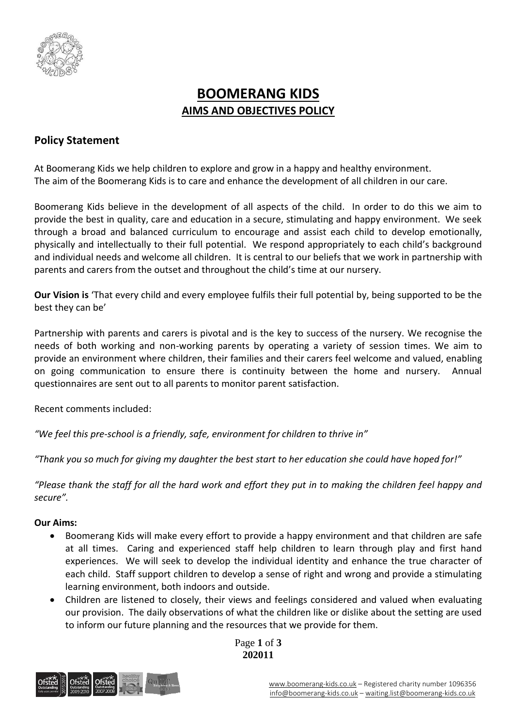# BOOMERANG KIDS

## AIMS AND OBJECTIVES POLICY

## Policy Statement

At Boomerang Kids we help children to explore and grow in a happy and healthy environment.
The aim of the Boomerang Kids is to care and enhance the development of all children in our care.

Boomerang Kids believe in the development of all aspects of the child. In order to do this we aim to provide the best in quality, care and education in a secure, stimulating and happy environment. We seek through a broad and balanced curriculum to encourage and assist each child to develop emotionally, physically and intellectually to their full potential. We respond appropriately to each child's background and individual needs and welcome all children. It is central to our beliefs that we work in partnership with parents and carers from the outset and throughout the child's time at our nursery.

**Our Vision is** 'That every child and every employee fulfils their full potential by, being supported to be the best they can be'

Partnership with parents and carers is pivotal and is the key to success of the nursery. We recognise the needs of both working and non-working parents by operating a variety of session times. We aim to provide an environment where children, their families and their carers feel welcome and valued, enabling on going communication to ensure there is continuity between the home and nursery. Annual questionnaires are sent out to all parents to monitor parent satisfaction.

Recent comments included:

*"We feel this pre-school is a friendly, safe, environment for children to thrive in"*

*"Thank you so much for giving my daughter the best start to her education she could have hoped for!"*

*"Please thank the staff for all the hard work and effort they put in to making the children feel happy and secure".*

**Our Aims:**

- Boomerang Kids will make every effort to provide a happy environment and that children are safe at all times. Caring and experienced staff help children to learn through play and first hand experiences. We will seek to develop the individual identity and enhance the true character of each child. Staff support children to develop a sense of right and wrong and provide a stimulating learning environment, both indoors and outside.
- Children are listened to closely, their views and feelings considered and valued when evaluating our provision. The daily observations of what the children like or dislike about the setting are used to inform our future planning and the resources that we provide for them.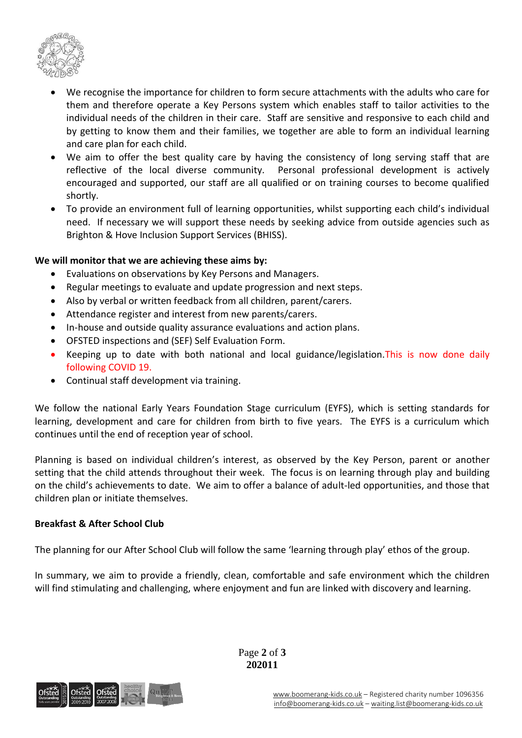- We recognise the importance for children to form secure attachments with the adults who care for them and therefore operate a Key Persons system which enables staff to tailor activities to the individual needs of the children in their care. Staff are sensitive and responsive to each child and by getting to know them and their families, we together are able to form an individual learning and care plan for each child.
- We aim to offer the best quality care by having the consistency of long serving staff that are reflective of the local diverse community. Personal professional development is actively encouraged and supported, our staff are all qualified or on training courses to become qualified shortly.
- To provide an environment full of learning opportunities, whilst supporting each child's individual need. If necessary we will support these needs by seeking advice from outside agencies such as Brighton & Hove Inclusion Support Services (BHISS).

**We will monitor that we are achieving these aims by:**

- Evaluations on observations by Key Persons and Managers.
- Regular meetings to evaluate and update progression and next steps.
- Also by verbal or written feedback from all children, parent/carers.
- Attendance register and interest from new parents/carers.
- In-house and outside quality assurance evaluations and action plans.
- OFSTED inspections and (SEF) Self Evaluation Form.
- Keeping up to date with both national and local guidance/legislation. This is now done daily following COVID 19.
- Continual staff development via training.

We follow the national Early Years Foundation Stage curriculum (EYFS), which is setting standards for learning, development and care for children from birth to five years. The EYFS is a curriculum which continues until the end of reception year of school.

Planning is based on individual children's interest, as observed by the Key Person, parent or another setting that the child attends throughout their week. The focus is on learning through play and building on the child's achievements to date. We aim to offer a balance of adult-led opportunities, and those that children plan or initiate themselves.

**Breakfast & After School Club**

The planning for our After School Club will follow the same 'learning through play' ethos of the group.

In summary, we aim to provide a friendly, clean, comfortable and safe environment which the children will find stimulating and challenging, where enjoyment and fun are linked with discovery and learning.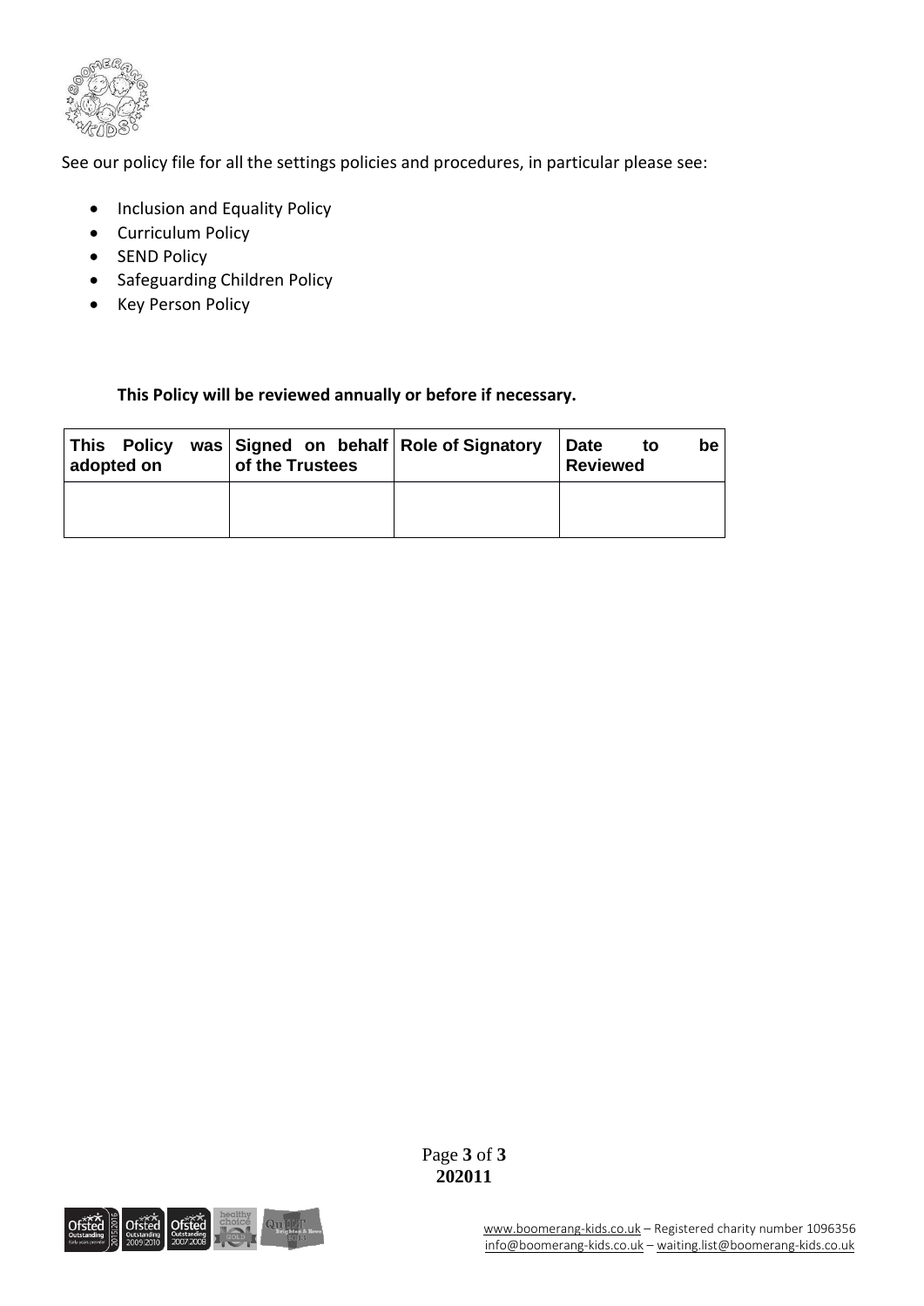See our policy file for all the settings policies and procedures, in particular please see:

- Inclusion and Equality Policy
- Curriculum Policy
- SEND Policy
- Safeguarding Children Policy
- Key Person Policy

**This Policy will be reviewed annually or before if necessary.**

| This Policy was adopted on | Signed on behalf of the Trustees | Role of Signatory | Date to be Reviewed |
|---|---|---|---|
| | | | |

www.boomerang-kids.co.uk – Registered charity number 1096356
info@boomerang-kids.co.uk – waiting.list@boomerang-kids.co.uk